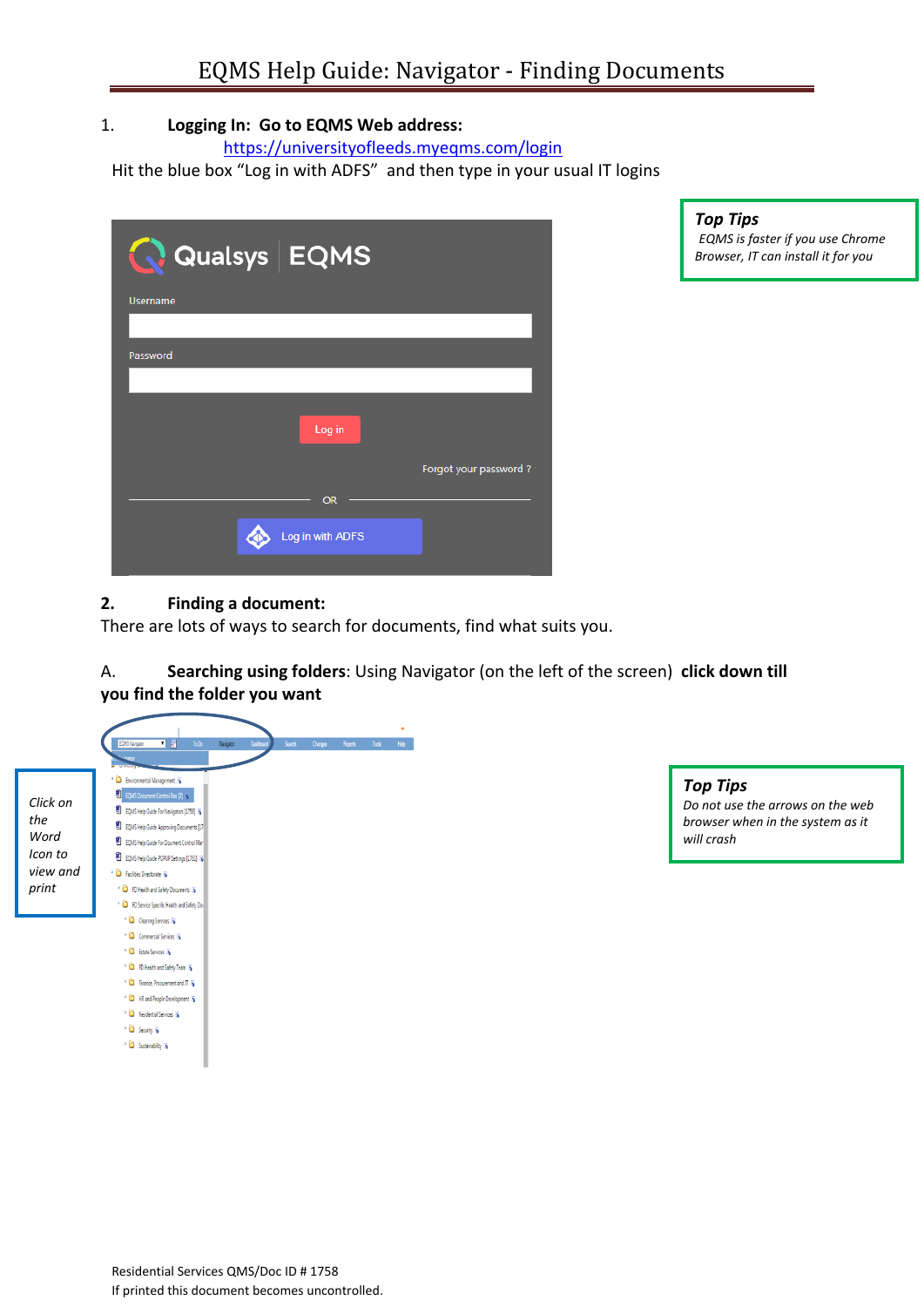# EQMS Help Guide: Navigator - Finding Documents

1. **Logging In: Go to EQMS Web address:**
   https://universityofleeds.myeqms.com/login
   Hit the blue box "Log in with ADFS" and then type in your usual IT logins

> ***Top Tips***
> *EQMS is faster if you use Chrome Browser, IT can install it for you*

2. **Finding a document:**
   There are lots of ways to search for documents, find what suits you.

A. **Searching using folders**: Using Navigator (on the left of the screen) **click down till you find the folder you want**

> *Click on the Word Icon to view and print*

> ***Top Tips***
> *Do not use the arrows on the web browser when in the system as it will crash*

Residential Services QMS/Doc ID # 1758
If printed this document becomes uncontrolled.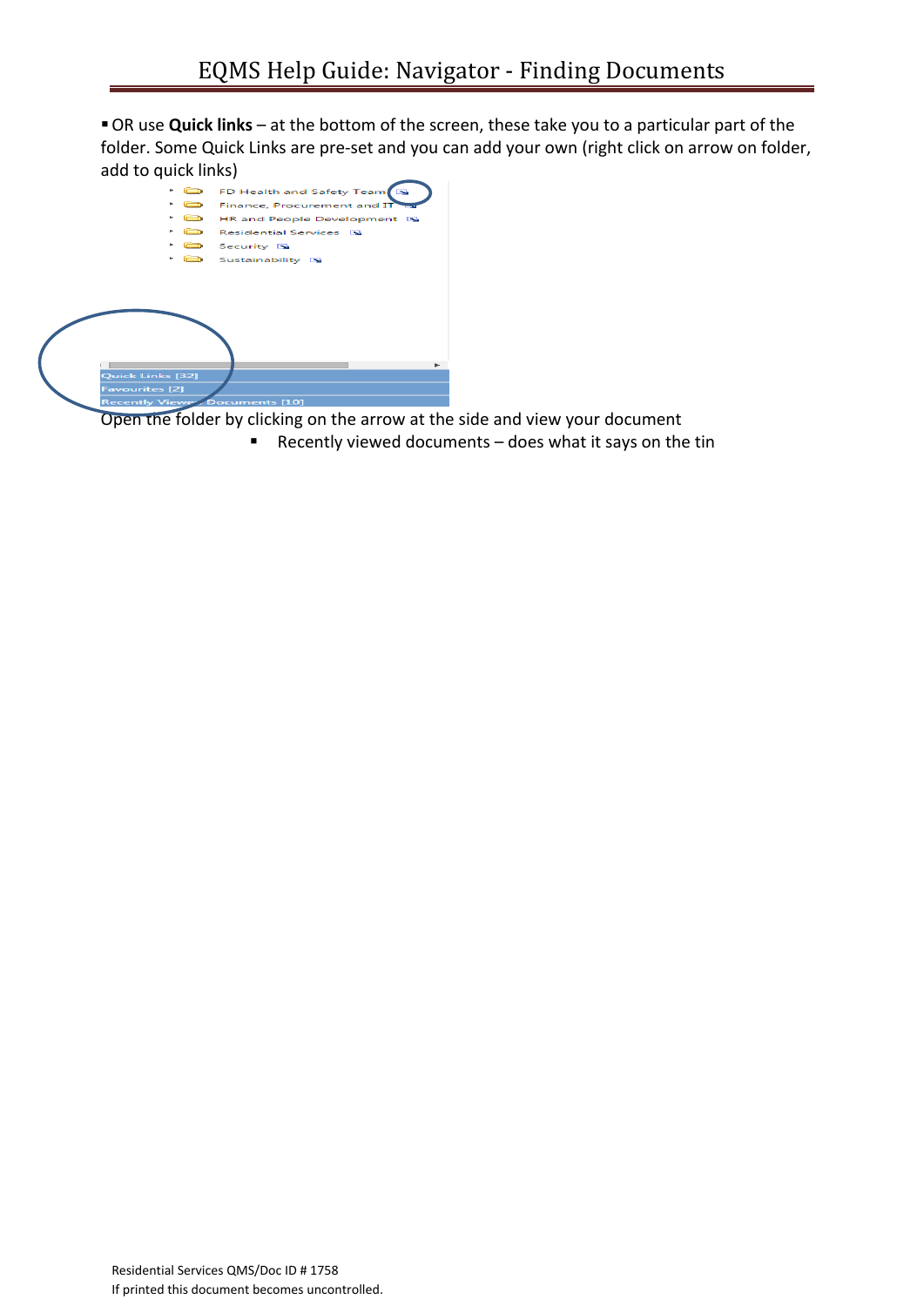- OR use **Quick links** – at the bottom of the screen, these take you to a particular part of the folder. Some Quick Links are pre-set and you can add your own (right click on arrow on folder, add to quick links)

Open the folder by clicking on the arrow at the side and view your document

- Recently viewed documents – does what it says on the tin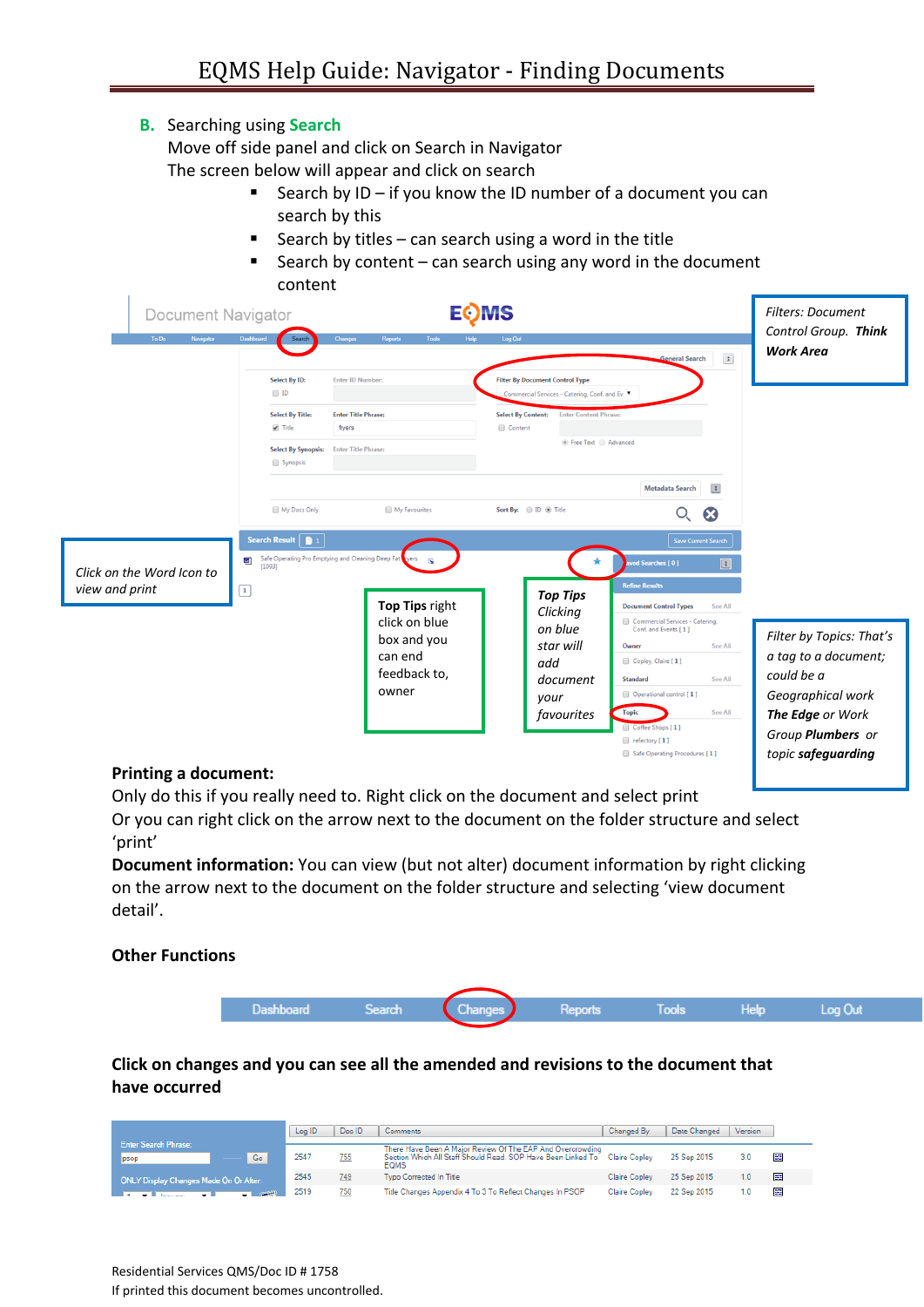B. Searching using **Search**

Move off side panel and click on Search in Navigator

The screen below will appear and click on search

- Search by ID – if you know the ID number of a document you can search by this
- Search by titles – can search using a word in the title
- Search by content – can search using any word in the document content

*Filters: Document Control Group.* ***Think Work Area***

*Click on the Word Icon to view and print*

**Top Tips** right click on blue box and you can end feedback to, owner

***Top Tips*** *Clicking on blue star will add document your favourites*

*Filter by Topics: That's a tag to a document; could be a Geographical work* ***The Edge*** *or Work Group* ***Plumbers*** *or topic* ***safeguarding***

**Printing a document:**

Only do this if you really need to. Right click on the document and select print

Or you can right click on the arrow next to the document on the folder structure and select 'print'

**Document information:** You can view (but not alter) document information by right clicking on the arrow next to the document on the folder structure and selecting 'view document detail'.

**Other Functions**

**Click on changes and you can see all the amended and revisions to the document that have occurred**

| Log ID | Doc ID | Comments | Changed By | Date Changed | Version |
|---|---|---|---|---|---|
| 2547 | 755 | There Have Been A Major Review Of The EAP And Overcrowding Section Which All Staff Should Read. SOP Have Been Linked To EQMS | Claire Copley | 25 Sep 2015 | 3.0 |
| 2545 | 749 | Typo Corrected In Title | Claire Copley | 25 Sep 2015 | 1.0 |
| 2519 | 750 | Title Changes Appendix 4 To 3 To Reflect Changes In PSOP | Claire Copley | 22 Sep 2015 | 1.0 |

Residential Services QMS/Doc ID # 1758

If printed this document becomes uncontrolled.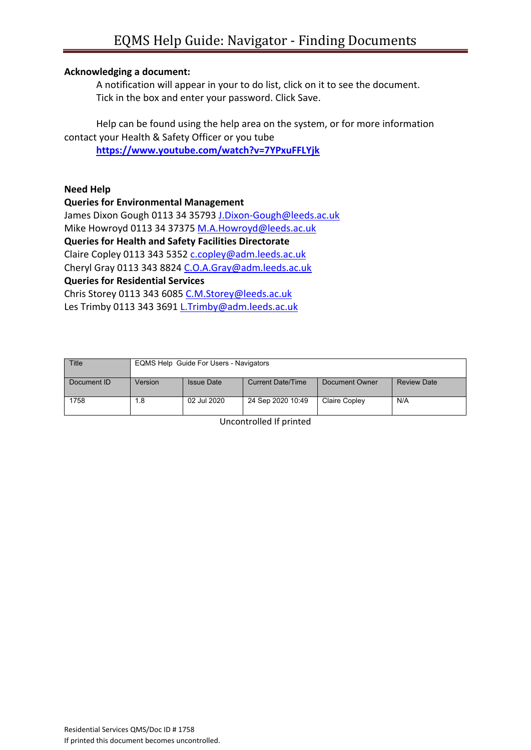**Acknowledging a document:**

A notification will appear in your to do list, click on it to see the document. Tick in the box and enter your password. Click Save.

Help can be found using the help area on the system, or for more information contact your Health & Safety Officer or you tube
**https://www.youtube.com/watch?v=7YPxuFFLYjk**

**Need Help**

**Queries for Environmental Management**

James Dixon Gough 0113 34 35793 J.Dixon-Gough@leeds.ac.uk
Mike Howroyd 0113 34 37375 M.A.Howroyd@leeds.ac.uk

**Queries for Health and Safety Facilities Directorate**

Claire Copley 0113 343 5352 c.copley@adm.leeds.ac.uk
Cheryl Gray 0113 343 8824 C.O.A.Gray@adm.leeds.ac.uk

**Queries for Residential Services**

Chris Storey 0113 343 6085 C.M.Storey@leeds.ac.uk
Les Trimby 0113 343 3691 L.Trimby@adm.leeds.ac.uk

| Title | EQMS Help Guide For Users - Navigators | | | | |
|---|---|---|---|---|---|
| Document ID | Version | Issue Date | Current Date/Time | Document Owner | Review Date |
| 1758 | 1.8 | 02 Jul 2020 | 24 Sep 2020 10:49 | Claire Copley | N/A |

Uncontrolled If printed